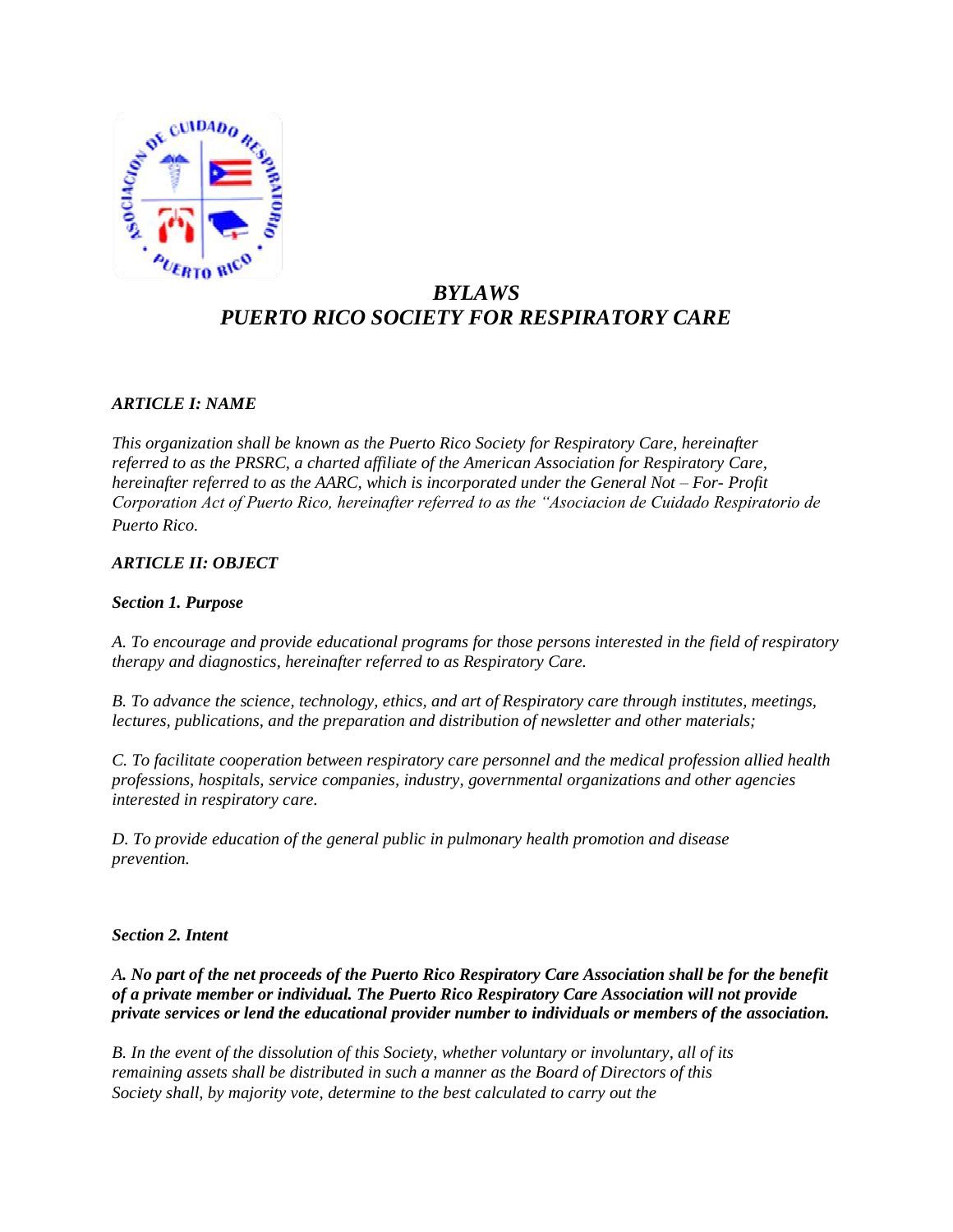# *BYLAWS*
# *PUERTO RICO SOCIETY FOR RESPIRATORY CARE*

## *ARTICLE I: NAME*

*This organization shall be known as the Puerto Rico Society for Respiratory Care, hereinafter referred to as the PRSRC, a charted affiliate of the American Association for Respiratory Care, hereinafter referred to as the AARC, which is incorporated under the General Not – For- Profit Corporation Act of Puerto Rico, hereinafter referred to as the "Asociacion de Cuidado Respiratorio de Puerto Rico.*

## *ARTICLE II: OBJECT*

### *Section 1. Purpose*

*A. To encourage and provide educational programs for those persons interested in the field of respiratory therapy and diagnostics, hereinafter referred to as Respiratory Care.*

*B. To advance the science, technology, ethics, and art of Respiratory care through institutes, meetings, lectures, publications, and the preparation and distribution of newsletter and other materials;*

*C. To facilitate cooperation between respiratory care personnel and the medical profession allied health professions, hospitals, service companies, industry, governmental organizations and other agencies interested in respiratory care.*

*D. To provide education of the general public in pulmonary health promotion and disease prevention.*

### *Section 2. Intent*

***A. No part of the net proceeds of the Puerto Rico Respiratory Care Association shall be for the benefit of a private member or individual. The Puerto Rico Respiratory Care Association will not provide private services or lend the educational provider number to individuals or members of the association.***

*B. In the event of the dissolution of this Society, whether voluntary or involuntary, all of its remaining assets shall be distributed in such a manner as the Board of Directors of this Society shall, by majority vote, determine to the best calculated to carry out the*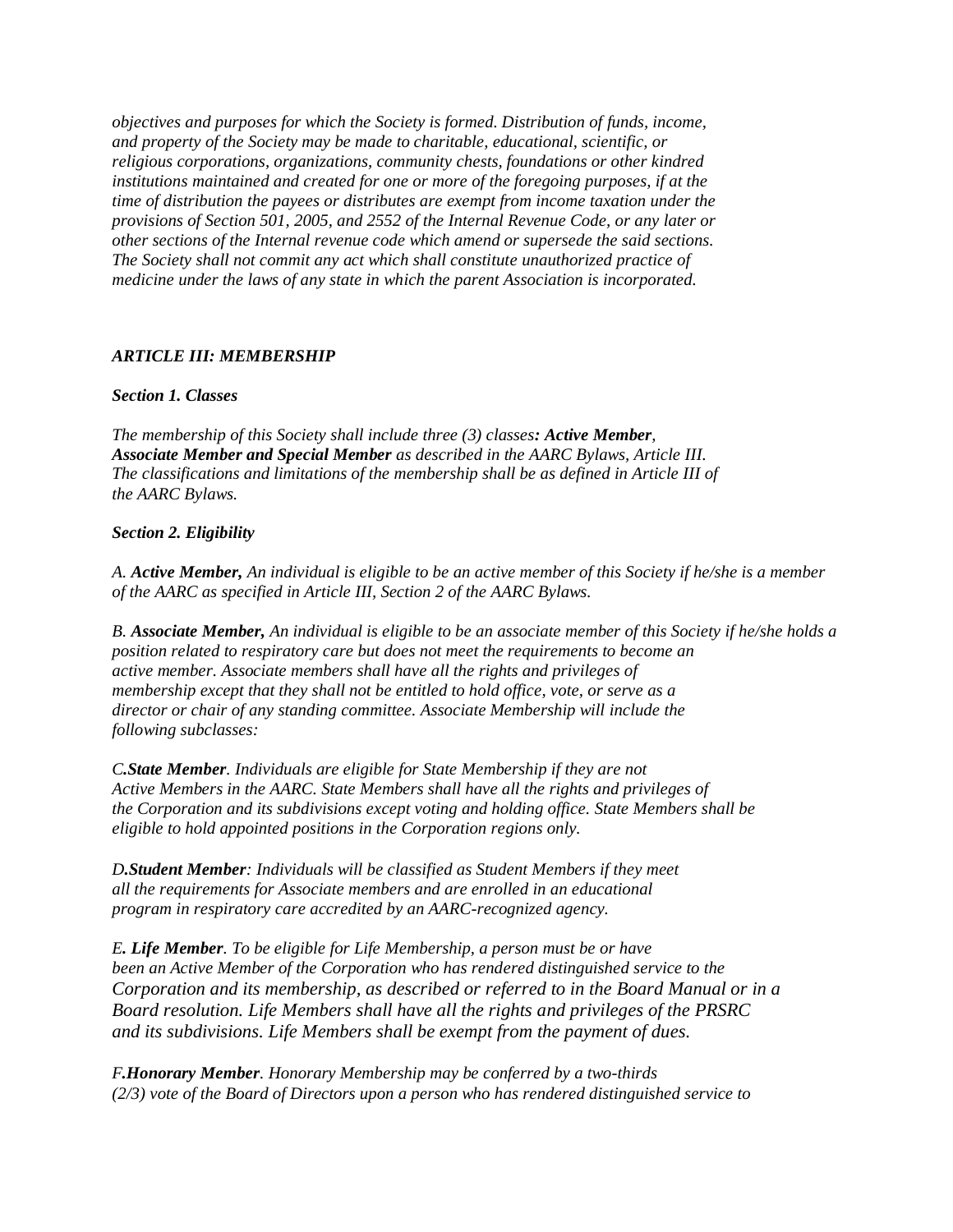*objectives and purposes for which the Society is formed. Distribution of funds, income, and property of the Society may be made to charitable, educational, scientific, or religious corporations, organizations, community chests, foundations or other kindred institutions maintained and created for one or more of the foregoing purposes, if at the time of distribution the payees or distributes are exempt from income taxation under the provisions of Section 501, 2005, and 2552 of the Internal Revenue Code, or any later or other sections of the Internal revenue code which amend or supersede the said sections. The Society shall not commit any act which shall constitute unauthorized practice of medicine under the laws of any state in which the parent Association is incorporated.*

### *ARTICLE III: MEMBERSHIP*

#### *Section 1. Classes*

*The membership of this Society shall include three (3) classes**: Active Member, Associate Member and Special Member** as described in the AARC Bylaws, Article III. The classifications and limitations of the membership shall be as defined in Article III of the AARC Bylaws.*

#### *Section 2. Eligibility*

*A. **Active Member,** An individual is eligible to be an active member of this Society if he/she is a member of the AARC as specified in Article III, Section 2 of the AARC Bylaws.*

*B. **Associate Member,** An individual is eligible to be an associate member of this Society if he/she holds a position related to respiratory care but does not meet the requirements to become an active member. Associate members shall have all the rights and privileges of membership except that they shall not be entitled to hold office, vote, or serve as a director or chair of any standing committee. Associate Membership will include the following subclasses:*

*C.**State Member**. Individuals are eligible for State Membership if they are not Active Members in the AARC. State Members shall have all the rights and privileges of the Corporation and its subdivisions except voting and holding office. State Members shall be eligible to hold appointed positions in the Corporation regions only.*

*D.**Student Member**: Individuals will be classified as Student Members if they meet all the requirements for Associate members and are enrolled in an educational program in respiratory care accredited by an AARC-recognized agency.*

*E**. Life Member**. To be eligible for Life Membership, a person must be or have been an Active Member of the Corporation who has rendered distinguished service to the Corporation and its membership, as described or referred to in the Board Manual or in a Board resolution. Life Members shall have all the rights and privileges of the PRSRC and its subdivisions. Life Members shall be exempt from the payment of dues.*

*F.**Honorary Member**. Honorary Membership may be conferred by a two-thirds (2/3) vote of the Board of Directors upon a person who has rendered distinguished service to*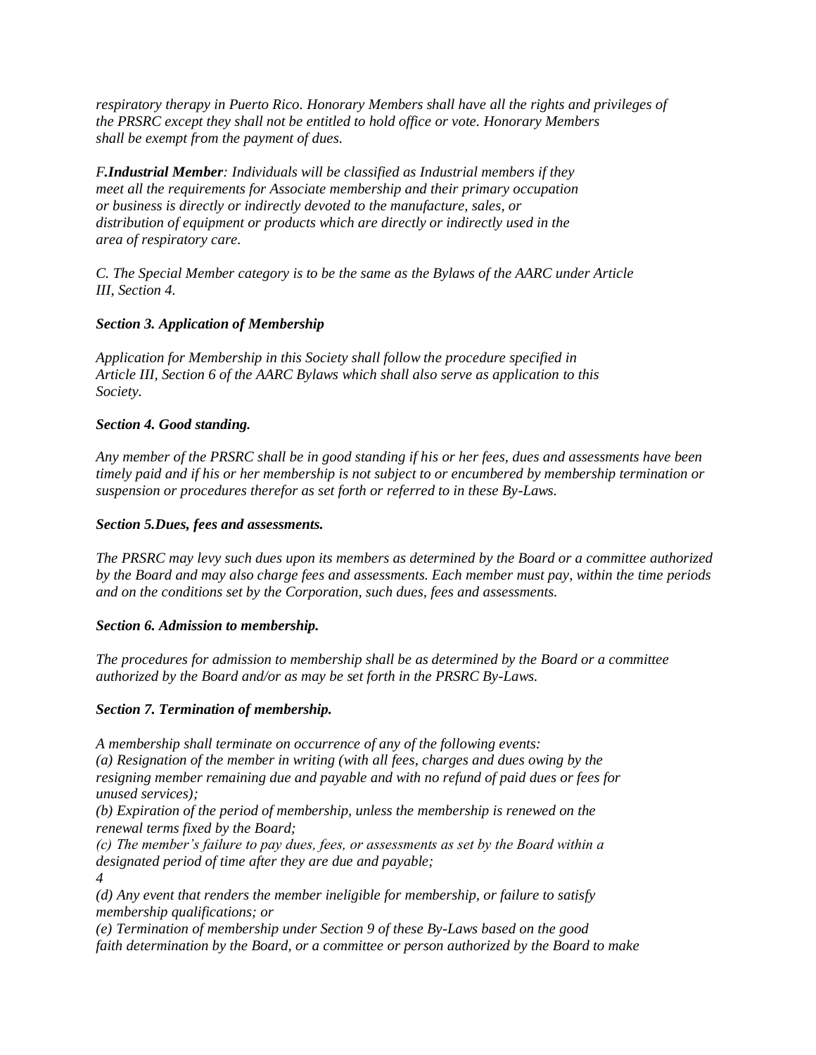*respiratory therapy in Puerto Rico. Honorary Members shall have all the rights and privileges of the PRSRC except they shall not be entitled to hold office or vote. Honorary Members shall be exempt from the payment of dues.*

***F.Industrial Member**: Individuals will be classified as Industrial members if they meet all the requirements for Associate membership and their primary occupation or business is directly or indirectly devoted to the manufacture, sales, or distribution of equipment or products which are directly or indirectly used in the area of respiratory care.*

*C. The Special Member category is to be the same as the Bylaws of the AARC under Article III, Section 4.*

***Section 3. Application of Membership***

*Application for Membership in this Society shall follow the procedure specified in Article III, Section 6 of the AARC Bylaws which shall also serve as application to this Society.*

***Section 4. Good standing.***

*Any member of the PRSRC shall be in good standing if his or her fees, dues and assessments have been timely paid and if his or her membership is not subject to or encumbered by membership termination or suspension or procedures therefor as set forth or referred to in these By-Laws.*

***Section 5.Dues, fees and assessments.***

*The PRSRC may levy such dues upon its members as determined by the Board or a committee authorized by the Board and may also charge fees and assessments. Each member must pay, within the time periods and on the conditions set by the Corporation, such dues, fees and assessments.*

***Section 6. Admission to membership.***

*The procedures for admission to membership shall be as determined by the Board or a committee authorized by the Board and/or as may be set forth in the PRSRC By-Laws.*

***Section 7. Termination of membership.***

*A membership shall terminate on occurrence of any of the following events:*
*(a) Resignation of the member in writing (with all fees, charges and dues owing by the resigning member remaining due and payable and with no refund of paid dues or fees for unused services);*
*(b) Expiration of the period of membership, unless the membership is renewed on the renewal terms fixed by the Board;*
*(c) The member's failure to pay dues, fees, or assessments as set by the Board within a designated period of time after they are due and payable;*
*(d) Any event that renders the member ineligible for membership, or failure to satisfy membership qualifications; or*
*(e) Termination of membership under Section 9 of these By-Laws based on the good faith determination by the Board, or a committee or person authorized by the Board to make*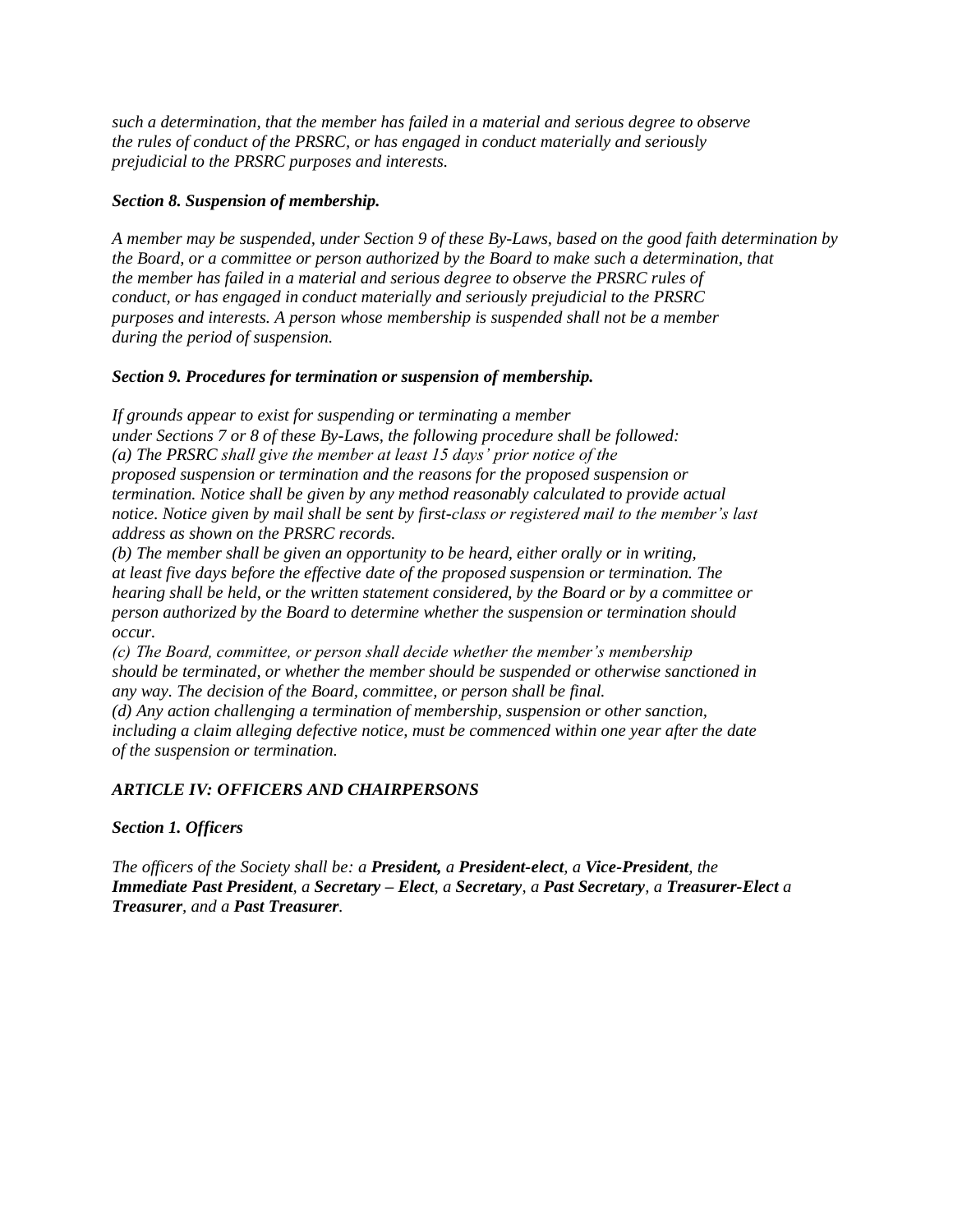*such a determination, that the member has failed in a material and serious degree to observe the rules of conduct of the PRSRC, or has engaged in conduct materially and seriously prejudicial to the PRSRC purposes and interests.*

***Section 8. Suspension of membership.***

*A member may be suspended, under Section 9 of these By-Laws, based on the good faith determination by the Board, or a committee or person authorized by the Board to make such a determination, that the member has failed in a material and serious degree to observe the PRSRC rules of conduct, or has engaged in conduct materially and seriously prejudicial to the PRSRC purposes and interests. A person whose membership is suspended shall not be a member during the period of suspension.*

***Section 9. Procedures for termination or suspension of membership.***

*If grounds appear to exist for suspending or terminating a member under Sections 7 or 8 of these By-Laws, the following procedure shall be followed:*
*(a) The PRSRC shall give the member at least 15 days' prior notice of the proposed suspension or termination and the reasons for the proposed suspension or termination. Notice shall be given by any method reasonably calculated to provide actual notice. Notice given by mail shall be sent by first-class or registered mail to the member's last address as shown on the PRSRC records.*
*(b) The member shall be given an opportunity to be heard, either orally or in writing, at least five days before the effective date of the proposed suspension or termination. The hearing shall be held, or the written statement considered, by the Board or by a committee or person authorized by the Board to determine whether the suspension or termination should occur.*
*(c) The Board, committee, or person shall decide whether the member's membership should be terminated, or whether the member should be suspended or otherwise sanctioned in any way. The decision of the Board, committee, or person shall be final.*
*(d) Any action challenging a termination of membership, suspension or other sanction, including a claim alleging defective notice, must be commenced within one year after the date of the suspension or termination.*

***ARTICLE IV: OFFICERS AND CHAIRPERSONS***

***Section 1. Officers***

*The officers of the Society shall be: a **President,** a **President-elect**, a **Vice-President**, the **Immediate Past President**, a **Secretary – Elect**, a **Secretary**, a **Past Secretary**, a **Treasurer-Elect** a **Treasurer**, and a **Past Treasurer**.*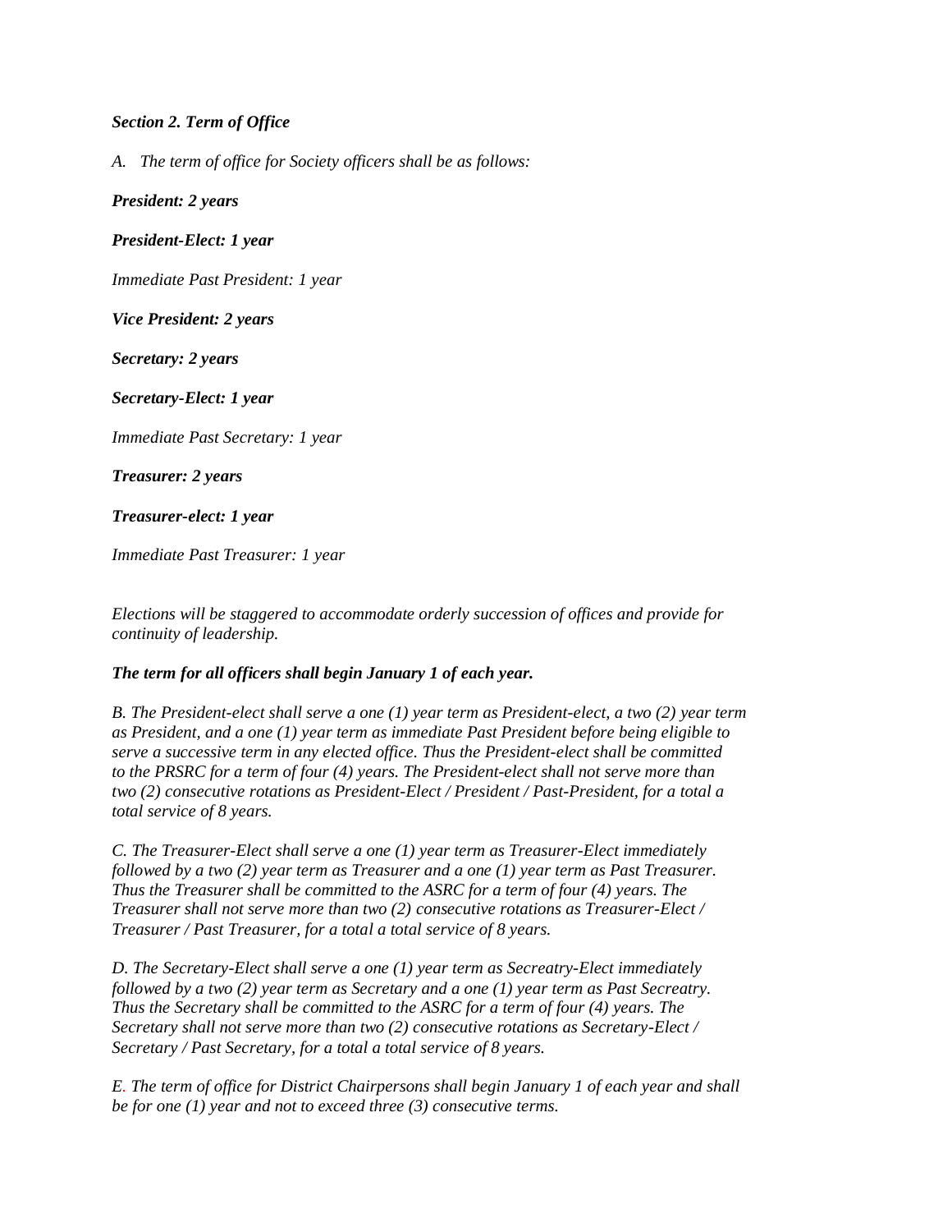***Section 2. Term of Office***

*A. The term of office for Society officers shall be as follows:*

***President: 2 years***

***President-Elect: 1 year***

*Immediate Past President: 1 year*

***Vice President: 2 years***

***Secretary: 2 years***

***Secretary-Elect: 1 year***

*Immediate Past Secretary: 1 year*

***Treasurer: 2 years***

***Treasurer-elect: 1 year***

*Immediate Past Treasurer: 1 year*

*Elections will be staggered to accommodate orderly succession of offices and provide for continuity of leadership.*

***The term for all officers shall begin January 1 of each year.***

*B. The President-elect shall serve a one (1) year term as President-elect, a two (2) year term as President, and a one (1) year term as immediate Past President before being eligible to serve a successive term in any elected office. Thus the President-elect shall be committed to the PRSRC for a term of four (4) years. The President-elect shall not serve more than two (2) consecutive rotations as President-Elect / President / Past-President, for a total a total service of 8 years.*

*C. The Treasurer-Elect shall serve a one (1) year term as Treasurer-Elect immediately followed by a two (2) year term as Treasurer and a one (1) year term as Past Treasurer. Thus the Treasurer shall be committed to the ASRC for a term of four (4) years. The Treasurer shall not serve more than two (2) consecutive rotations as Treasurer-Elect / Treasurer / Past Treasurer, for a total a total service of 8 years.*

*D. The Secretary-Elect shall serve a one (1) year term as Secreatry-Elect immediately followed by a two (2) year term as Secretary and a one (1) year term as Past Secreatry. Thus the Secretary shall be committed to the ASRC for a term of four (4) years. The Secretary shall not serve more than two (2) consecutive rotations as Secretary-Elect / Secretary / Past Secretary, for a total a total service of 8 years.*

*E. The term of office for District Chairpersons shall begin January 1 of each year and shall be for one (1) year and not to exceed three (3) consecutive terms.*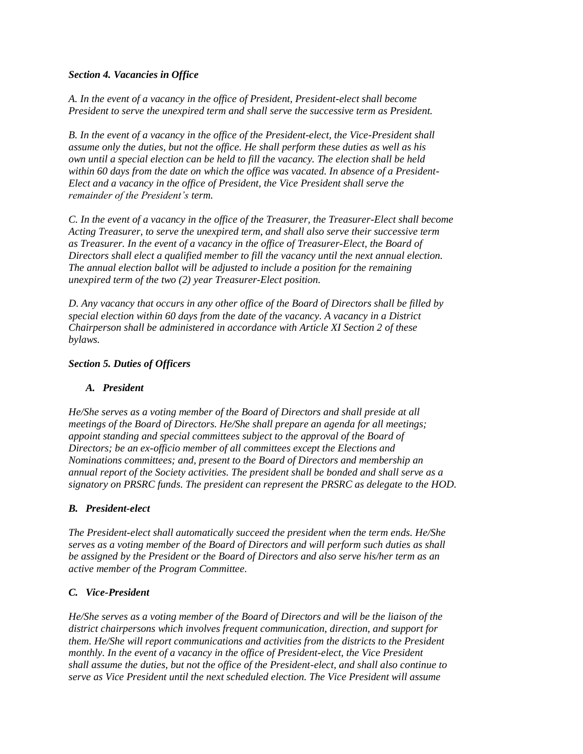### *Section 4. Vacancies in Office*

*A. In the event of a vacancy in the office of President, President-elect shall become President to serve the unexpired term and shall serve the successive term as President.*

*B. In the event of a vacancy in the office of the President-elect, the Vice-President shall assume only the duties, but not the office. He shall perform these duties as well as his own until a special election can be held to fill the vacancy. The election shall be held within 60 days from the date on which the office was vacated. In absence of a President-Elect and a vacancy in the office of President, the Vice President shall serve the remainder of the President's term.*

*C. In the event of a vacancy in the office of the Treasurer, the Treasurer-Elect shall become Acting Treasurer, to serve the unexpired term, and shall also serve their successive term as Treasurer. In the event of a vacancy in the office of Treasurer-Elect, the Board of Directors shall elect a qualified member to fill the vacancy until the next annual election. The annual election ballot will be adjusted to include a position for the remaining unexpired term of the two (2) year Treasurer-Elect position.*

*D. Any vacancy that occurs in any other office of the Board of Directors shall be filled by special election within 60 days from the date of the vacancy. A vacancy in a District Chairperson shall be administered in accordance with Article XI Section 2 of these bylaws.*

### *Section 5. Duties of Officers*

#### *A. President*

*He/She serves as a voting member of the Board of Directors and shall preside at all meetings of the Board of Directors. He/She shall prepare an agenda for all meetings; appoint standing and special committees subject to the approval of the Board of Directors; be an ex-officio member of all committees except the Elections and Nominations committees; and, present to the Board of Directors and membership an annual report of the Society activities. The president shall be bonded and shall serve as a signatory on PRSRC funds. The president can represent the PRSRC as delegate to the HOD.*

#### *B. President-elect*

*The President-elect shall automatically succeed the president when the term ends. He/She serves as a voting member of the Board of Directors and will perform such duties as shall be assigned by the President or the Board of Directors and also serve his/her term as an active member of the Program Committee.*

#### *C. Vice-President*

*He/She serves as a voting member of the Board of Directors and will be the liaison of the district chairpersons which involves frequent communication, direction, and support for them. He/She will report communications and activities from the districts to the President monthly. In the event of a vacancy in the office of President-elect, the Vice President shall assume the duties, but not the office of the President-elect, and shall also continue to serve as Vice President until the next scheduled election. The Vice President will assume*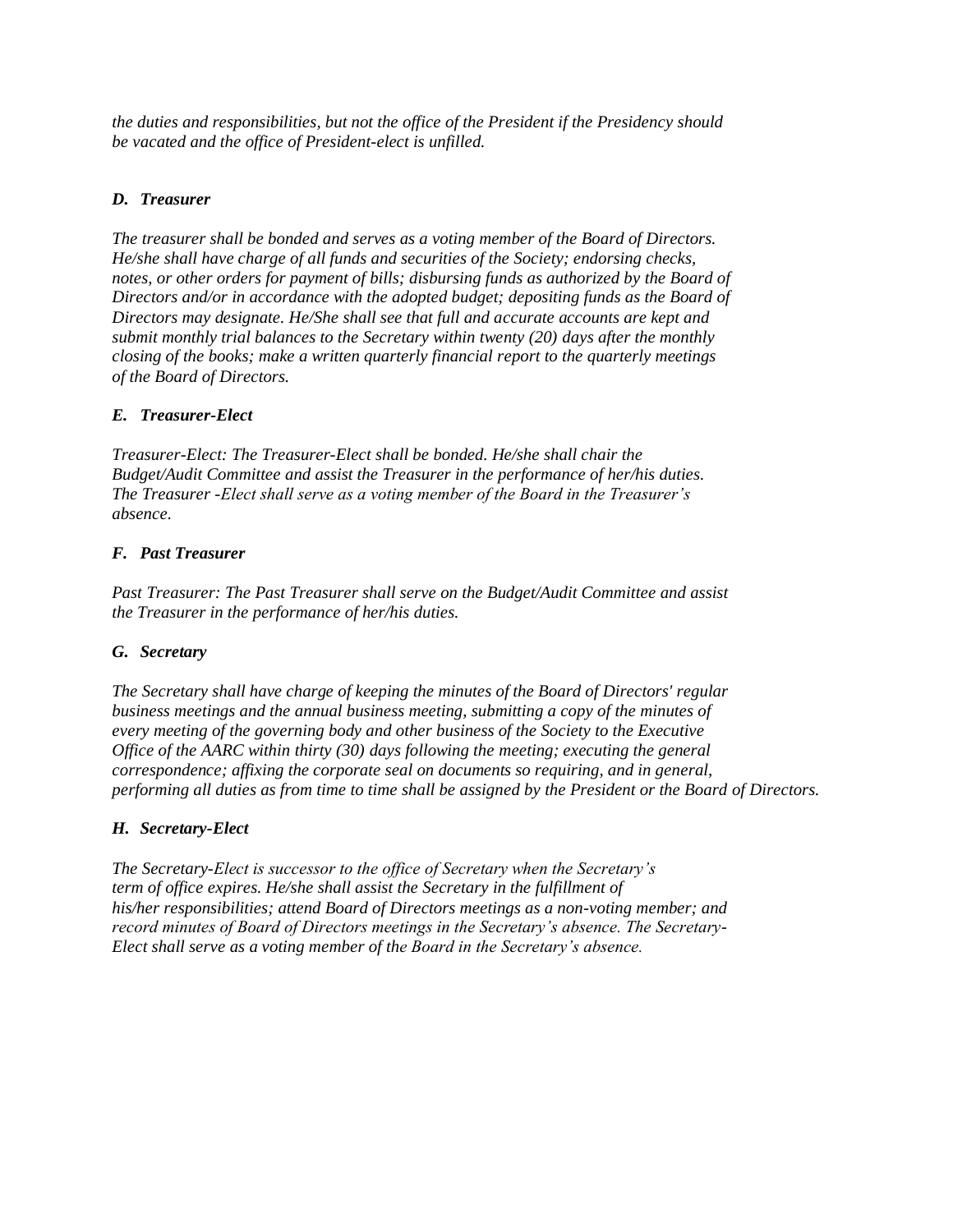*the duties and responsibilities, but not the office of the President if the Presidency should be vacated and the office of President-elect is unfilled.*

### *D. Treasurer*

*The treasurer shall be bonded and serves as a voting member of the Board of Directors. He/she shall have charge of all funds and securities of the Society; endorsing checks, notes, or other orders for payment of bills; disbursing funds as authorized by the Board of Directors and/or in accordance with the adopted budget; depositing funds as the Board of Directors may designate. He/She shall see that full and accurate accounts are kept and submit monthly trial balances to the Secretary within twenty (20) days after the monthly closing of the books; make a written quarterly financial report to the quarterly meetings of the Board of Directors.*

### *E. Treasurer-Elect*

*Treasurer-Elect: The Treasurer-Elect shall be bonded. He/she shall chair the Budget/Audit Committee and assist the Treasurer in the performance of her/his duties. The Treasurer -Elect shall serve as a voting member of the Board in the Treasurer's absence.*

### *F. Past Treasurer*

*Past Treasurer: The Past Treasurer shall serve on the Budget/Audit Committee and assist the Treasurer in the performance of her/his duties.*

### *G. Secretary*

*The Secretary shall have charge of keeping the minutes of the Board of Directors' regular business meetings and the annual business meeting, submitting a copy of the minutes of every meeting of the governing body and other business of the Society to the Executive Office of the AARC within thirty (30) days following the meeting; executing the general correspondence; affixing the corporate seal on documents so requiring, and in general, performing all duties as from time to time shall be assigned by the President or the Board of Directors.*

### *H. Secretary-Elect*

*The Secretary-Elect is successor to the office of Secretary when the Secretary's term of office expires. He/she shall assist the Secretary in the fulfillment of his/her responsibilities; attend Board of Directors meetings as a non-voting member; and record minutes of Board of Directors meetings in the Secretary's absence. The Secretary-Elect shall serve as a voting member of the Board in the Secretary's absence.*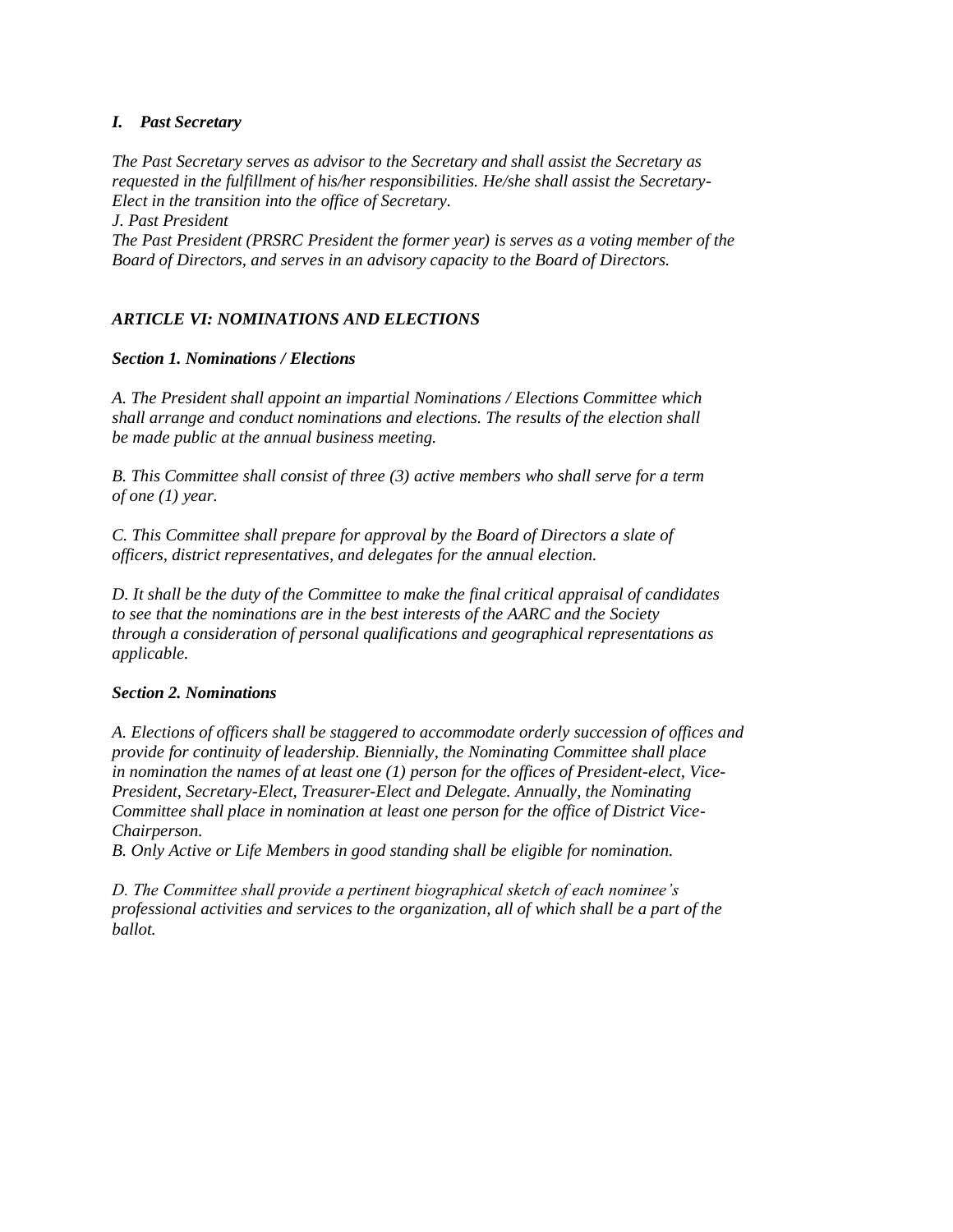### *I. Past Secretary*

*The Past Secretary serves as advisor to the Secretary and shall assist the Secretary as requested in the fulfillment of his/her responsibilities. He/she shall assist the Secretary-Elect in the transition into the office of Secretary.*

*J. Past President*

*The Past President (PRSRC President the former year) is serves as a voting member of the Board of Directors, and serves in an advisory capacity to the Board of Directors.*

## *ARTICLE VI: NOMINATIONS AND ELECTIONS*

### *Section 1. Nominations / Elections*

*A. The President shall appoint an impartial Nominations / Elections Committee which shall arrange and conduct nominations and elections. The results of the election shall be made public at the annual business meeting.*

*B. This Committee shall consist of three (3) active members who shall serve for a term of one (1) year.*

*C. This Committee shall prepare for approval by the Board of Directors a slate of officers, district representatives, and delegates for the annual election.*

*D. It shall be the duty of the Committee to make the final critical appraisal of candidates to see that the nominations are in the best interests of the AARC and the Society through a consideration of personal qualifications and geographical representations as applicable.*

### *Section 2. Nominations*

*A. Elections of officers shall be staggered to accommodate orderly succession of offices and provide for continuity of leadership. Biennially, the Nominating Committee shall place in nomination the names of at least one (1) person for the offices of President-elect, Vice-President, Secretary-Elect, Treasurer-Elect and Delegate. Annually, the Nominating Committee shall place in nomination at least one person for the office of District Vice-Chairperson.*

*B. Only Active or Life Members in good standing shall be eligible for nomination.*

*D. The Committee shall provide a pertinent biographical sketch of each nominee's professional activities and services to the organization, all of which shall be a part of the ballot.*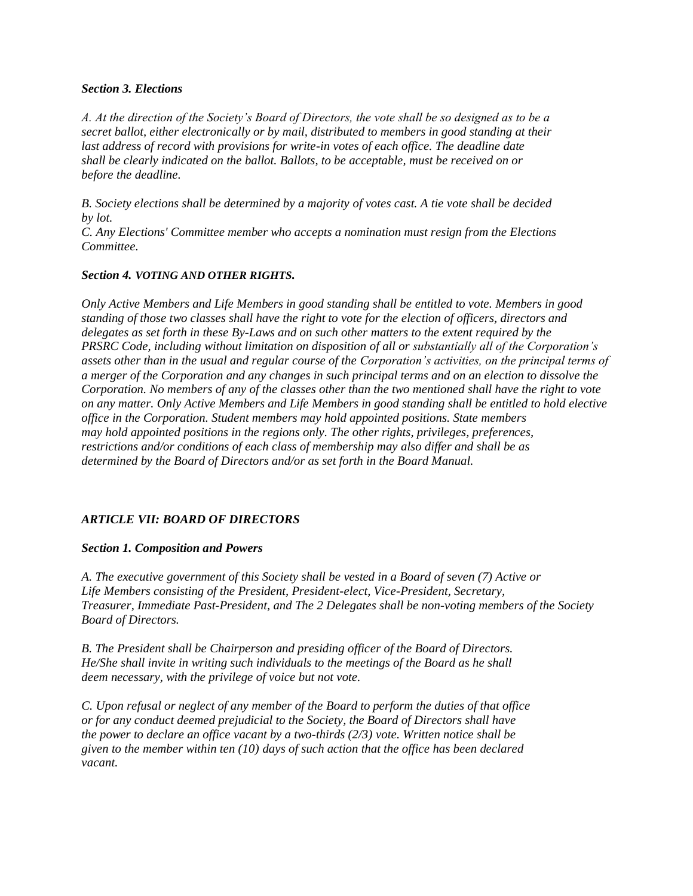### *Section 3. Elections*

*A. At the direction of the Society's Board of Directors, the vote shall be so designed as to be a secret ballot, either electronically or by mail, distributed to members in good standing at their last address of record with provisions for write-in votes of each office. The deadline date shall be clearly indicated on the ballot. Ballots, to be acceptable, must be received on or before the deadline.*

*B. Society elections shall be determined by a majority of votes cast. A tie vote shall be decided by lot.*
*C. Any Elections' Committee member who accepts a nomination must resign from the Elections Committee.*

### *Section 4. VOTING AND OTHER RIGHTS.*

*Only Active Members and Life Members in good standing shall be entitled to vote. Members in good standing of those two classes shall have the right to vote for the election of officers, directors and delegates as set forth in these By-Laws and on such other matters to the extent required by the PRSRC Code, including without limitation on disposition of all or substantially all of the Corporation's assets other than in the usual and regular course of the Corporation's activities, on the principal terms of a merger of the Corporation and any changes in such principal terms and on an election to dissolve the Corporation. No members of any of the classes other than the two mentioned shall have the right to vote on any matter. Only Active Members and Life Members in good standing shall be entitled to hold elective office in the Corporation. Student members may hold appointed positions. State members may hold appointed positions in the regions only. The other rights, privileges, preferences, restrictions and/or conditions of each class of membership may also differ and shall be as determined by the Board of Directors and/or as set forth in the Board Manual.*

## *ARTICLE VII: BOARD OF DIRECTORS*

### *Section 1. Composition and Powers*

*A. The executive government of this Society shall be vested in a Board of seven (7) Active or Life Members consisting of the President, President-elect, Vice-President, Secretary, Treasurer, Immediate Past-President, and The 2 Delegates shall be non-voting members of the Society Board of Directors.*

*B. The President shall be Chairperson and presiding officer of the Board of Directors. He/She shall invite in writing such individuals to the meetings of the Board as he shall deem necessary, with the privilege of voice but not vote.*

*C. Upon refusal or neglect of any member of the Board to perform the duties of that office or for any conduct deemed prejudicial to the Society, the Board of Directors shall have the power to declare an office vacant by a two-thirds (2/3) vote. Written notice shall be given to the member within ten (10) days of such action that the office has been declared vacant.*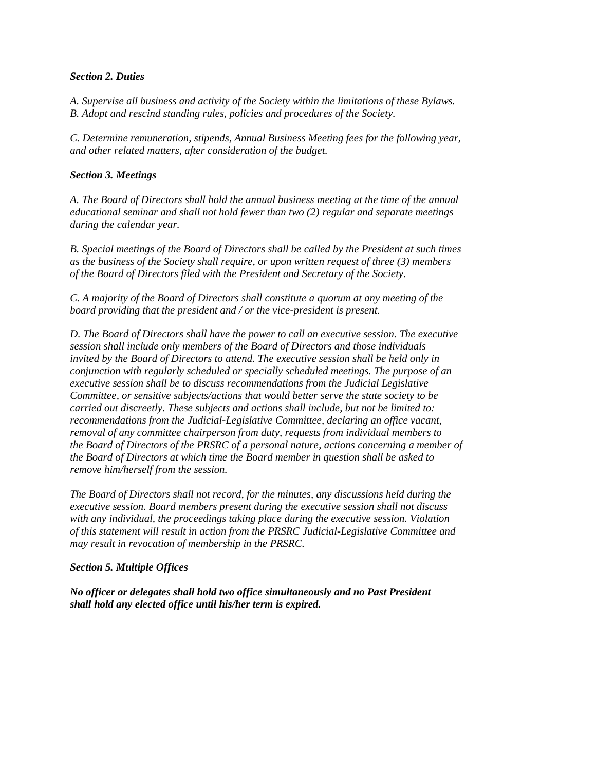***Section 2. Duties***

*A. Supervise all business and activity of the Society within the limitations of these Bylaws.*
*B. Adopt and rescind standing rules, policies and procedures of the Society.*

*C. Determine remuneration, stipends, Annual Business Meeting fees for the following year, and other related matters, after consideration of the budget.*

***Section 3. Meetings***

*A. The Board of Directors shall hold the annual business meeting at the time of the annual educational seminar and shall not hold fewer than two (2) regular and separate meetings during the calendar year.*

*B. Special meetings of the Board of Directors shall be called by the President at such times as the business of the Society shall require, or upon written request of three (3) members of the Board of Directors filed with the President and Secretary of the Society.*

*C. A majority of the Board of Directors shall constitute a quorum at any meeting of the board providing that the president and / or the vice-president is present.*

*D. The Board of Directors shall have the power to call an executive session. The executive session shall include only members of the Board of Directors and those individuals invited by the Board of Directors to attend. The executive session shall be held only in conjunction with regularly scheduled or specially scheduled meetings. The purpose of an executive session shall be to discuss recommendations from the Judicial Legislative Committee, or sensitive subjects/actions that would better serve the state society to be carried out discreetly. These subjects and actions shall include, but not be limited to: recommendations from the Judicial-Legislative Committee, declaring an office vacant, removal of any committee chairperson from duty, requests from individual members to the Board of Directors of the PRSRC of a personal nature, actions concerning a member of the Board of Directors at which time the Board member in question shall be asked to remove him/herself from the session.*

*The Board of Directors shall not record, for the minutes, any discussions held during the executive session. Board members present during the executive session shall not discuss with any individual, the proceedings taking place during the executive session. Violation of this statement will result in action from the PRSRC Judicial-Legislative Committee and may result in revocation of membership in the PRSRC.*

***Section 5. Multiple Offices***

***No officer or delegates shall hold two office simultaneously and no Past President shall hold any elected office until his/her term is expired.***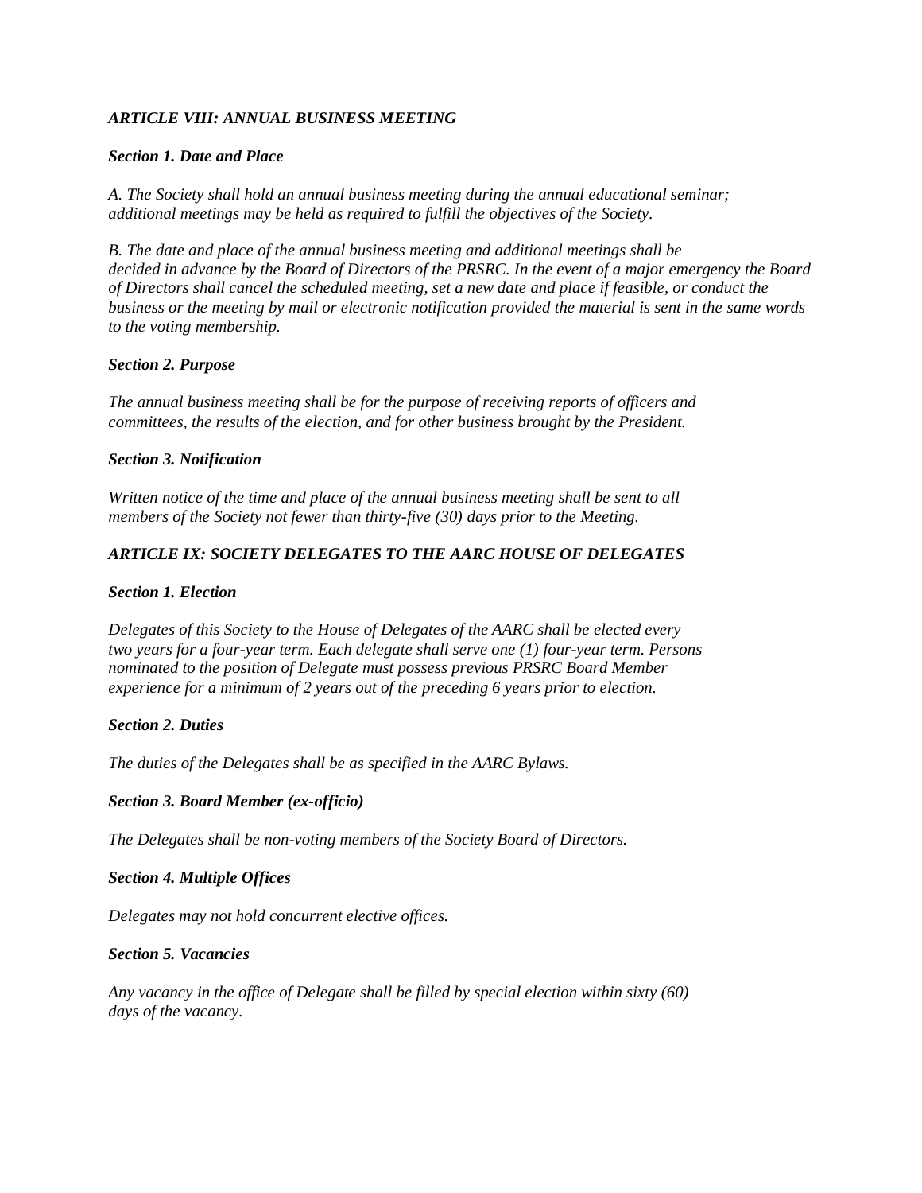## *ARTICLE VIII: ANNUAL BUSINESS MEETING*

### *Section 1. Date and Place*

*A. The Society shall hold an annual business meeting during the annual educational seminar; additional meetings may be held as required to fulfill the objectives of the Society.*

*B. The date and place of the annual business meeting and additional meetings shall be decided in advance by the Board of Directors of the PRSRC. In the event of a major emergency the Board of Directors shall cancel the scheduled meeting, set a new date and place if feasible, or conduct the business or the meeting by mail or electronic notification provided the material is sent in the same words to the voting membership.*

### *Section 2. Purpose*

*The annual business meeting shall be for the purpose of receiving reports of officers and committees, the results of the election, and for other business brought by the President.*

### *Section 3. Notification*

*Written notice of the time and place of the annual business meeting shall be sent to all members of the Society not fewer than thirty-five (30) days prior to the Meeting.*

## *ARTICLE IX: SOCIETY DELEGATES TO THE AARC HOUSE OF DELEGATES*

### *Section 1. Election*

*Delegates of this Society to the House of Delegates of the AARC shall be elected every two years for a four-year term. Each delegate shall serve one (1) four-year term. Persons nominated to the position of Delegate must possess previous PRSRC Board Member experience for a minimum of 2 years out of the preceding 6 years prior to election.*

### *Section 2. Duties*

*The duties of the Delegates shall be as specified in the AARC Bylaws.*

### *Section 3. Board Member (ex-officio)*

*The Delegates shall be non-voting members of the Society Board of Directors.*

### *Section 4. Multiple Offices*

*Delegates may not hold concurrent elective offices.*

### *Section 5. Vacancies*

*Any vacancy in the office of Delegate shall be filled by special election within sixty (60) days of the vacancy.*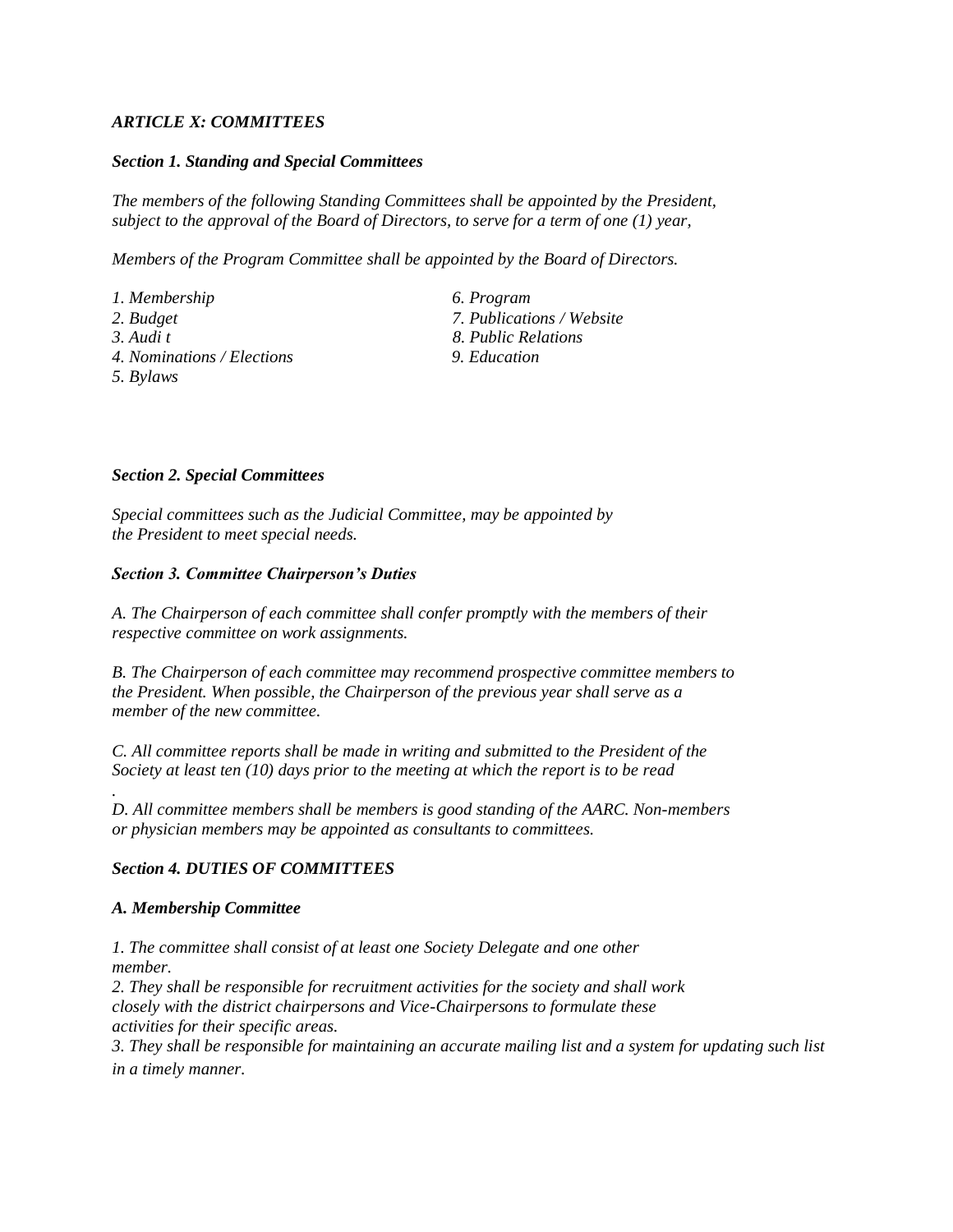### *ARTICLE X: COMMITTEES*

#### *Section 1. Standing and Special Committees*

*The members of the following Standing Committees shall be appointed by the President, subject to the approval of the Board of Directors, to serve for a term of one (1) year,*

*Members of the Program Committee shall be appointed by the Board of Directors.*

*1. Membership*
*2. Budget*
*3. Audi t*
*4. Nominations / Elections*
*5. Bylaws*
*6. Program*
*7. Publications / Website*
*8. Public Relations*
*9. Education*

#### *Section 2. Special Committees*

*Special committees such as the Judicial Committee, may be appointed by the President to meet special needs.*

#### *Section 3. Committee Chairperson's Duties*

*A. The Chairperson of each committee shall confer promptly with the members of their respective committee on work assignments.*

*B. The Chairperson of each committee may recommend prospective committee members to the President. When possible, the Chairperson of the previous year shall serve as a member of the new committee.*

*C. All committee reports shall be made in writing and submitted to the President of the Society at least ten (10) days prior to the meeting at which the report is to be read*

*.*
*D. All committee members shall be members is good standing of the AARC. Non-members or physician members may be appointed as consultants to committees.*

#### *Section 4. DUTIES OF COMMITTEES*

#### *A. Membership Committee*

*1. The committee shall consist of at least one Society Delegate and one other member.*
*2. They shall be responsible for recruitment activities for the society and shall work closely with the district chairpersons and Vice-Chairpersons to formulate these activities for their specific areas.*
*3. They shall be responsible for maintaining an accurate mailing list and a system for updating such list in a timely manner.*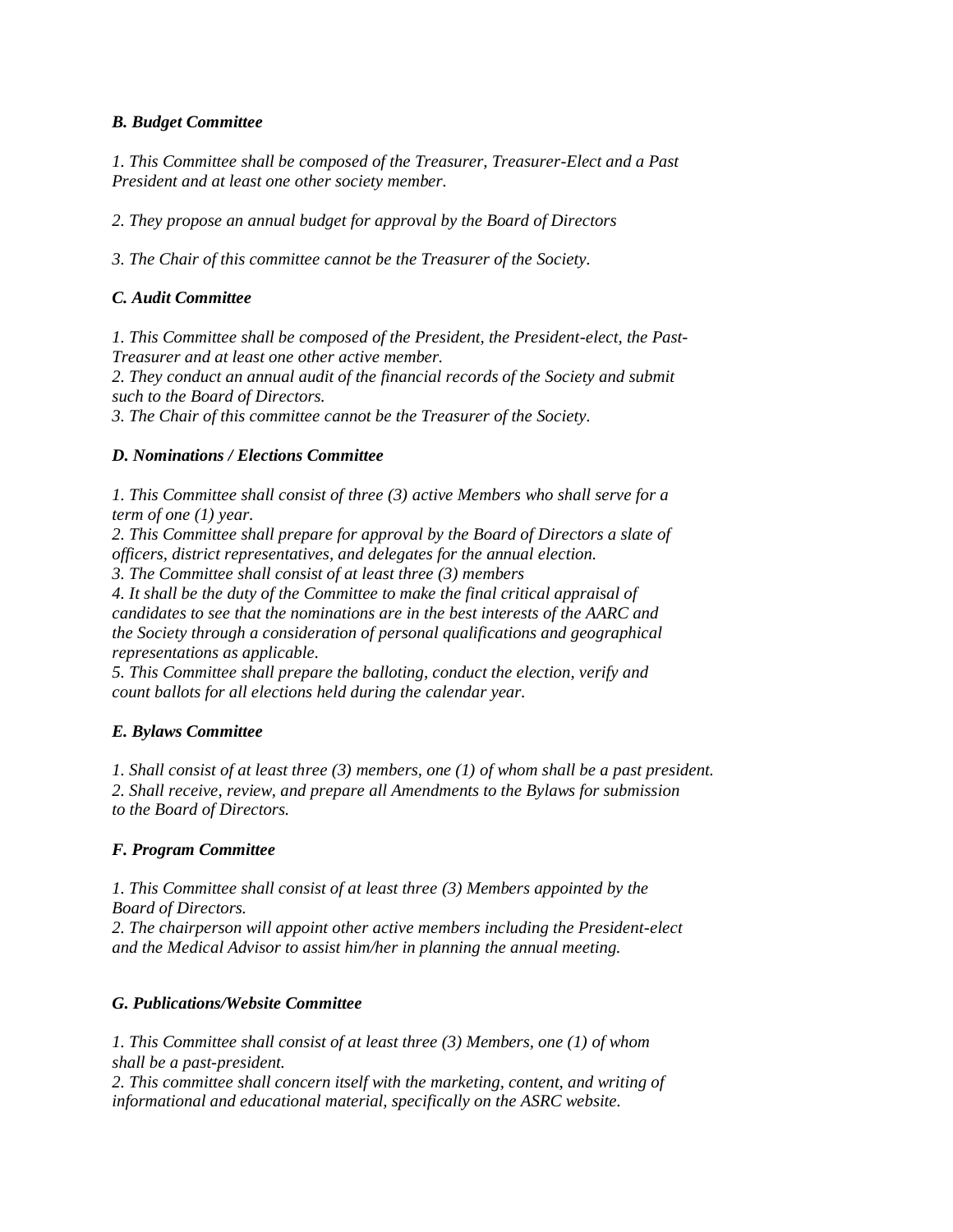### *B. Budget Committee*

*1. This Committee shall be composed of the Treasurer, Treasurer-Elect and a Past President and at least one other society member.*

*2. They propose an annual budget for approval by the Board of Directors*

*3. The Chair of this committee cannot be the Treasurer of the Society.*

### *C. Audit Committee*

*1. This Committee shall be composed of the President, the President-elect, the Past-Treasurer and at least one other active member.*
*2. They conduct an annual audit of the financial records of the Society and submit such to the Board of Directors.*
*3. The Chair of this committee cannot be the Treasurer of the Society.*

### *D. Nominations / Elections Committee*

*1. This Committee shall consist of three (3) active Members who shall serve for a term of one (1) year.*
*2. This Committee shall prepare for approval by the Board of Directors a slate of officers, district representatives, and delegates for the annual election.*
*3. The Committee shall consist of at least three (3) members*
*4. It shall be the duty of the Committee to make the final critical appraisal of candidates to see that the nominations are in the best interests of the AARC and the Society through a consideration of personal qualifications and geographical representations as applicable.*
*5. This Committee shall prepare the balloting, conduct the election, verify and count ballots for all elections held during the calendar year.*

### *E. Bylaws Committee*

*1. Shall consist of at least three (3) members, one (1) of whom shall be a past president.*
*2. Shall receive, review, and prepare all Amendments to the Bylaws for submission to the Board of Directors.*

### *F. Program Committee*

*1. This Committee shall consist of at least three (3) Members appointed by the Board of Directors.*
*2. The chairperson will appoint other active members including the President-elect and the Medical Advisor to assist him/her in planning the annual meeting.*

### *G. Publications/Website Committee*

*1. This Committee shall consist of at least three (3) Members, one (1) of whom shall be a past-president.*
*2. This committee shall concern itself with the marketing, content, and writing of informational and educational material, specifically on the ASRC website.*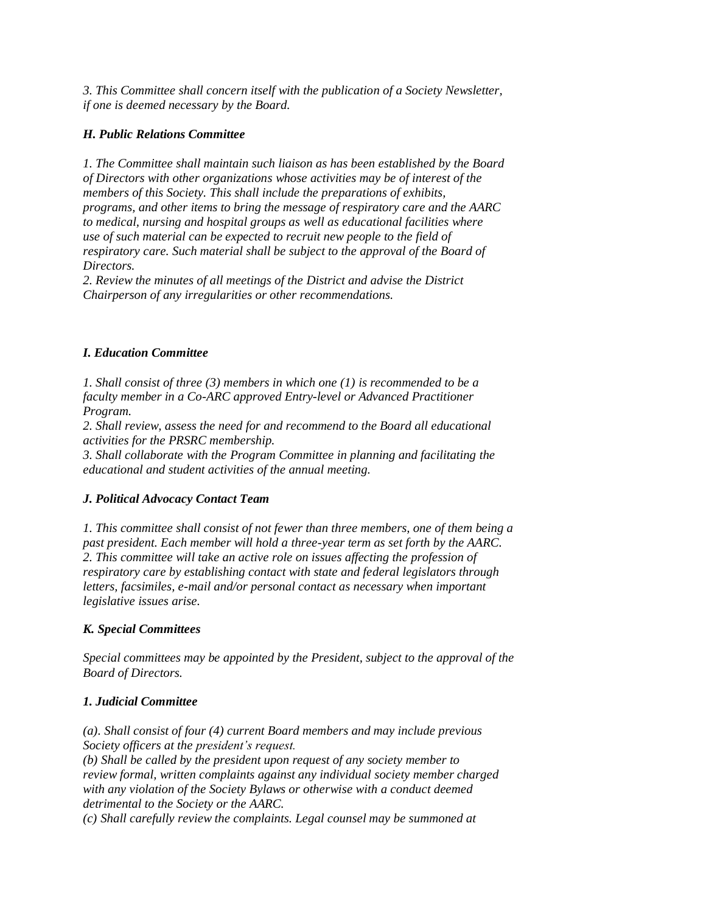*3. This Committee shall concern itself with the publication of a Society Newsletter, if one is deemed necessary by the Board.*

### *H. Public Relations Committee*

*1. The Committee shall maintain such liaison as has been established by the Board of Directors with other organizations whose activities may be of interest of the members of this Society. This shall include the preparations of exhibits, programs, and other items to bring the message of respiratory care and the AARC to medical, nursing and hospital groups as well as educational facilities where use of such material can be expected to recruit new people to the field of respiratory care. Such material shall be subject to the approval of the Board of Directors.*
*2. Review the minutes of all meetings of the District and advise the District Chairperson of any irregularities or other recommendations.*

### *I. Education Committee*

*1. Shall consist of three (3) members in which one (1) is recommended to be a faculty member in a Co-ARC approved Entry-level or Advanced Practitioner Program.*
*2. Shall review, assess the need for and recommend to the Board all educational activities for the PRSRC membership.*
*3. Shall collaborate with the Program Committee in planning and facilitating the educational and student activities of the annual meeting.*

### *J. Political Advocacy Contact Team*

*1. This committee shall consist of not fewer than three members, one of them being a past president. Each member will hold a three-year term as set forth by the AARC.*
*2. This committee will take an active role on issues affecting the profession of respiratory care by establishing contact with state and federal legislators through letters, facsimiles, e-mail and/or personal contact as necessary when important legislative issues arise.*

### *K. Special Committees*

*Special committees may be appointed by the President, subject to the approval of the Board of Directors.*

#### *1. Judicial Committee*

*(a). Shall consist of four (4) current Board members and may include previous Society officers at the president's request.*
*(b) Shall be called by the president upon request of any society member to review formal, written complaints against any individual society member charged with any violation of the Society Bylaws or otherwise with a conduct deemed detrimental to the Society or the AARC.*
*(c) Shall carefully review the complaints. Legal counsel may be summoned at*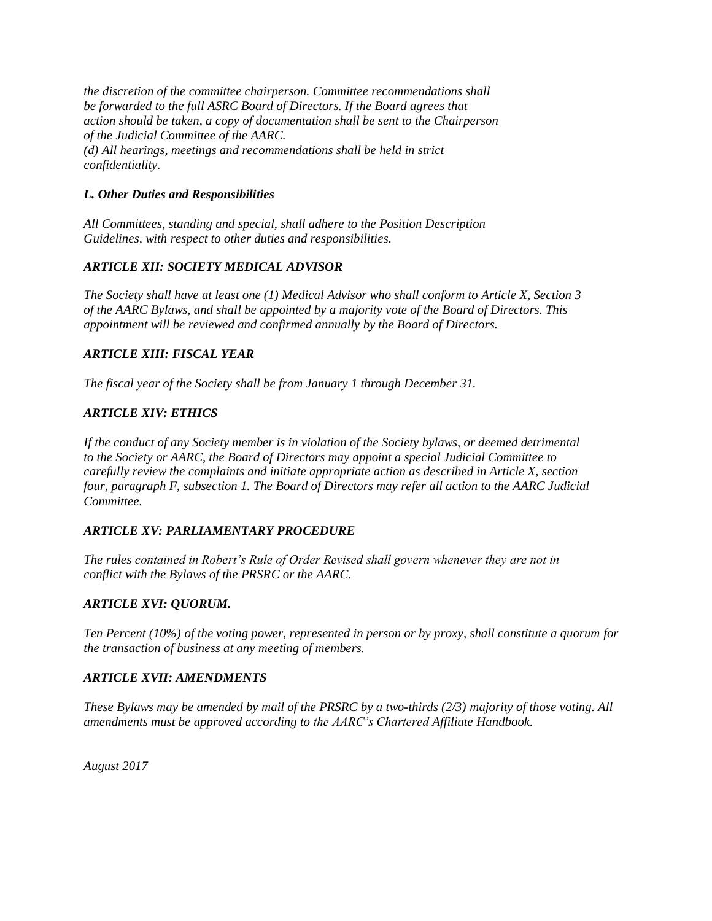*the discretion of the committee chairperson. Committee recommendations shall be forwarded to the full ASRC Board of Directors. If the Board agrees that action should be taken, a copy of documentation shall be sent to the Chairperson of the Judicial Committee of the AARC.*
*(d) All hearings, meetings and recommendations shall be held in strict confidentiality.*

### *L. Other Duties and Responsibilities*

*All Committees, standing and special, shall adhere to the Position Description Guidelines, with respect to other duties and responsibilities.*

## *ARTICLE XII: SOCIETY MEDICAL ADVISOR*

*The Society shall have at least one (1) Medical Advisor who shall conform to Article X, Section 3 of the AARC Bylaws, and shall be appointed by a majority vote of the Board of Directors. This appointment will be reviewed and confirmed annually by the Board of Directors.*

## *ARTICLE XIII: FISCAL YEAR*

*The fiscal year of the Society shall be from January 1 through December 31.*

## *ARTICLE XIV: ETHICS*

*If the conduct of any Society member is in violation of the Society bylaws, or deemed detrimental to the Society or AARC, the Board of Directors may appoint a special Judicial Committee to carefully review the complaints and initiate appropriate action as described in Article X, section four, paragraph F, subsection 1. The Board of Directors may refer all action to the AARC Judicial Committee.*

## *ARTICLE XV: PARLIAMENTARY PROCEDURE*

*The rules contained in Robert's Rule of Order Revised shall govern whenever they are not in conflict with the Bylaws of the PRSRC or the AARC.*

## *ARTICLE XVI: QUORUM.*

*Ten Percent (10%) of the voting power, represented in person or by proxy, shall constitute a quorum for the transaction of business at any meeting of members.*

## *ARTICLE XVII: AMENDMENTS*

*These Bylaws may be amended by mail of the PRSRC by a two-thirds (2/3) majority of those voting. All amendments must be approved according to the AARC's Chartered Affiliate Handbook.*

*August 2017*